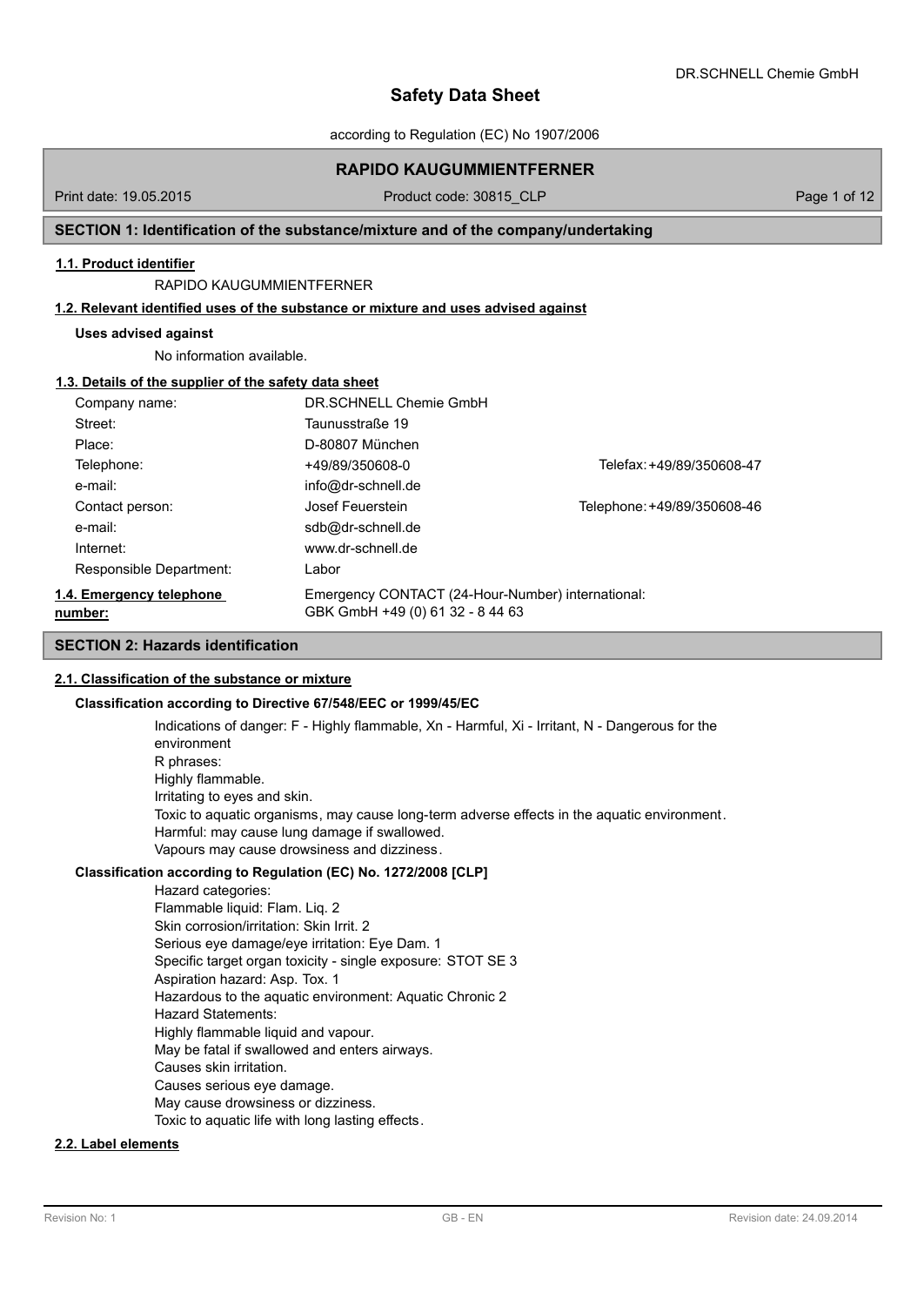# Safety Data Sheet

according to Regulation (EC) No 1907/2006

## RAPIDO KAUGUMMIENTFERNER

Print date: 19.05.2015 | Product code: 30815_CLP

## SECTION 1: Identification of the substance/mixture and of the company/undertaking

### 1.1. Product identifier

RAPIDO KAUGUMMIENTFERNER

### 1.2. Relevant identified uses of the substance or mixture and uses advised against

**Uses advised against**

No information available.

### 1.3. Details of the supplier of the safety data sheet

| | | |
|---|---|---|
| Company name: | DR.SCHNELL Chemie GmbH | |
| Street: | Taunusstraße 19 | |
| Place: | D-80807 München | |
| Telephone: | +49/89/350608-0 | Telefax: +49/89/350608-47 |
| e-mail: | info@dr-schnell.de | |
| Contact person: | Josef Feuerstein | Telephone: +49/89/350608-46 |
| e-mail: | sdb@dr-schnell.de | |
| Internet: | www.dr-schnell.de | |
| Responsible Department: | Labor | |

### 1.4. Emergency telephone number:

Emergency CONTACT (24-Hour-Number) international:
GBK GmbH +49 (0) 61 32 - 8 44 63

## SECTION 2: Hazards identification

### 2.1. Classification of the substance or mixture

**Classification according to Directive 67/548/EEC or 1999/45/EC**

Indications of danger: F - Highly flammable, Xn - Harmful, Xi - Irritant, N - Dangerous for the environment
R phrases:
Highly flammable.
Irritating to eyes and skin.
Toxic to aquatic organisms, may cause long-term adverse effects in the aquatic environment.
Harmful: may cause lung damage if swallowed.
Vapours may cause drowsiness and dizziness.

**Classification according to Regulation (EC) No. 1272/2008 [CLP]**

Hazard categories:
Flammable liquid: Flam. Liq. 2
Skin corrosion/irritation: Skin Irrit. 2
Serious eye damage/eye irritation: Eye Dam. 1
Specific target organ toxicity - single exposure: STOT SE 3
Aspiration hazard: Asp. Tox. 1
Hazardous to the aquatic environment: Aquatic Chronic 2
Hazard Statements:
Highly flammable liquid and vapour.
May be fatal if swallowed and enters airways.
Causes skin irritation.
Causes serious eye damage.
May cause drowsiness or dizziness.
Toxic to aquatic life with long lasting effects.

### 2.2. Label elements

Revision No: 1 | GB - EN | Revision date: 24.09.2014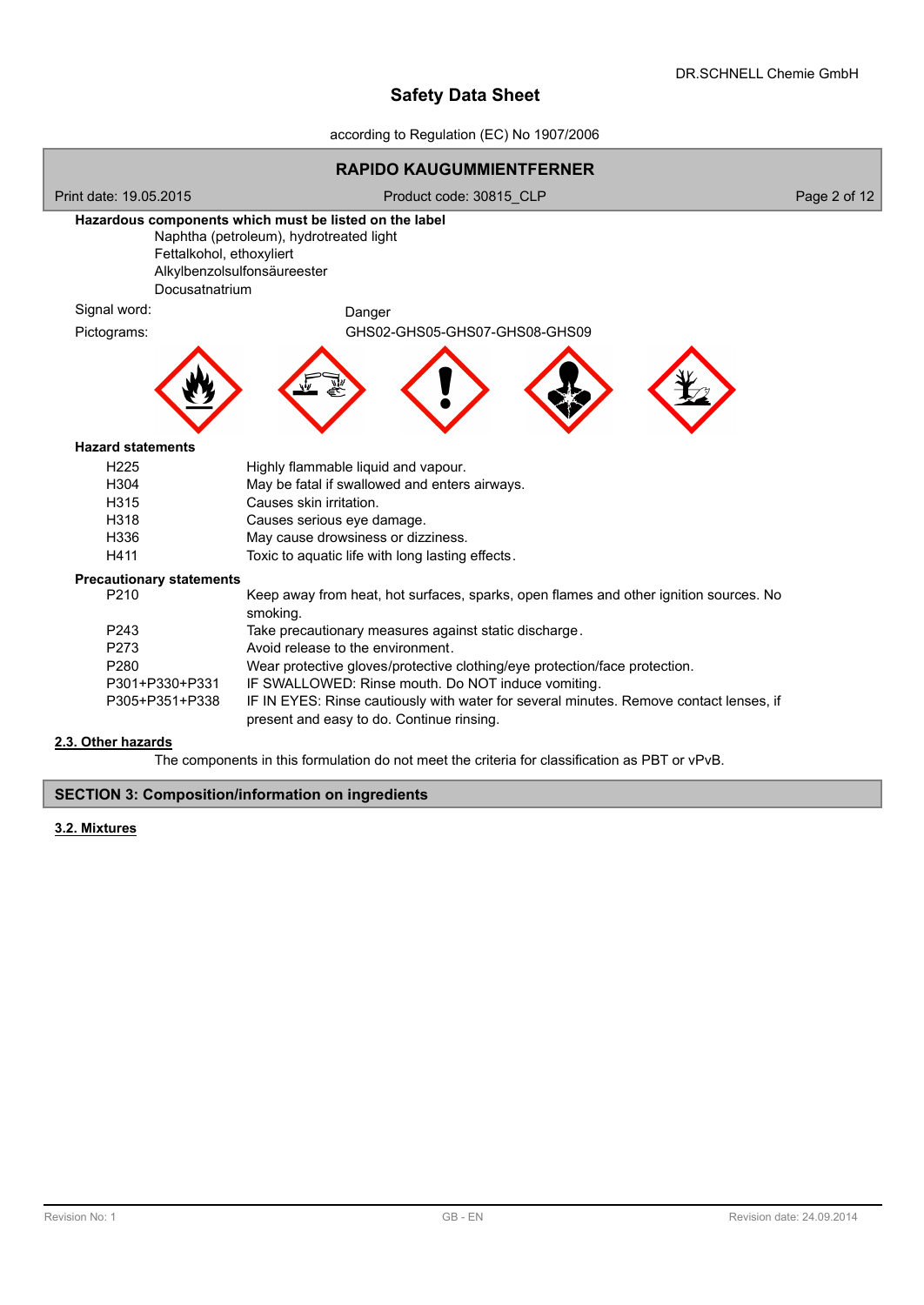**Hazardous components which must be listed on the label**

Naphtha (petroleum), hydrotreated light
Fettalkohol, ethoxyliert
Alkylbenzolsulfonsäureester
Docusatnatrium

Signal word: Danger

Pictograms: GHS02-GHS05-GHS07-GHS08-GHS09

**Hazard statements**

| | |
|---|---|
| H225 | Highly flammable liquid and vapour. |
| H304 | May be fatal if swallowed and enters airways. |
| H315 | Causes skin irritation. |
| H318 | Causes serious eye damage. |
| H336 | May cause drowsiness or dizziness. |
| H411 | Toxic to aquatic life with long lasting effects. |

**Precautionary statements**

| | |
|---|---|
| P210 | Keep away from heat, hot surfaces, sparks, open flames and other ignition sources. No smoking. |
| P243 | Take precautionary measures against static discharge. |
| P273 | Avoid release to the environment. |
| P280 | Wear protective gloves/protective clothing/eye protection/face protection. |
| P301+P330+P331 | IF SWALLOWED: Rinse mouth. Do NOT induce vomiting. |
| P305+P351+P338 | IF IN EYES: Rinse cautiously with water for several minutes. Remove contact lenses, if present and easy to do. Continue rinsing. |

### 2.3. Other hazards

The components in this formulation do not meet the criteria for classification as PBT or vPvB.

## SECTION 3: Composition/information on ingredients

### 3.2. Mixtures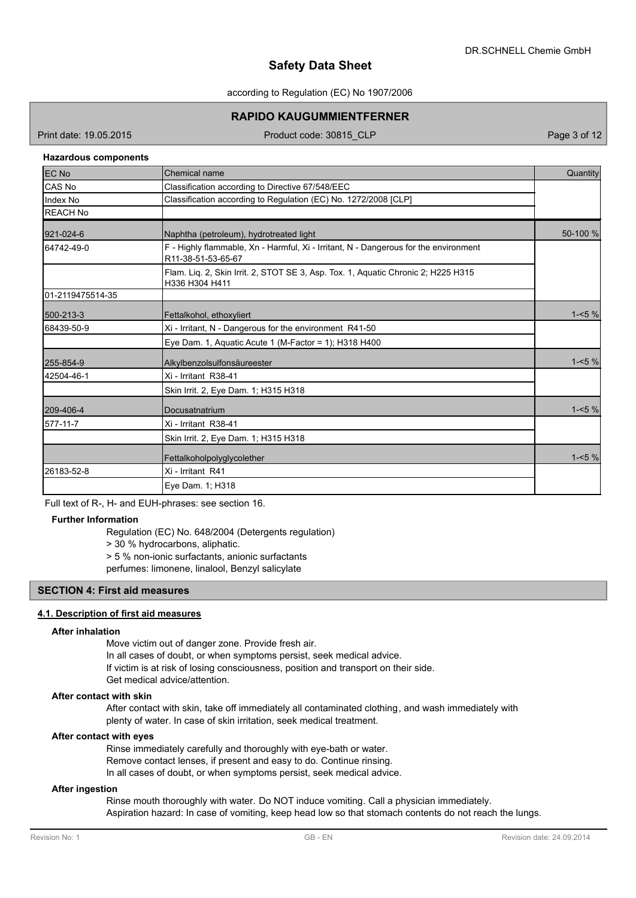**Hazardous components**

| EC No<br>CAS No<br>Index No<br>REACH No | Chemical name<br>Classification according to Directive 67/548/EEC<br>Classification according to Regulation (EC) No. 1272/2008 [CLP] | Quantity |
|---|---|---|
| 921-024-6 | Naphtha (petroleum), hydrotreated light | 50-100 % |
| 64742-49-0 | F - Highly flammable, Xn - Harmful, Xi - Irritant, N - Dangerous for the environment R11-38-51-53-65-67 | |
| | Flam. Liq. 2, Skin Irrit. 2, STOT SE 3, Asp. Tox. 1, Aquatic Chronic 2; H225 H315 H336 H304 H411 | |
| 01-2119475514-35 | | |
| 500-213-3 | Fettalkohol, ethoxyliert | 1-<5 % |
| 68439-50-9 | Xi - Irritant, N - Dangerous for the environment R41-50 | |
| | Eye Dam. 1, Aquatic Acute 1 (M-Factor = 1); H318 H400 | |
| 255-854-9 | Alkylbenzolsulfonsäureester | 1-<5 % |
| 42504-46-1 | Xi - Irritant R38-41 | |
| | Skin Irrit. 2, Eye Dam. 1; H315 H318 | |
| 209-406-4 | Docusatnatrium | 1-<5 % |
| 577-11-7 | Xi - Irritant R38-41 | |
| | Skin Irrit. 2, Eye Dam. 1; H315 H318 | |
| | Fettalkoholpolyglycolether | 1-<5 % |
| 26183-52-8 | Xi - Irritant R41 | |
| | Eye Dam. 1; H318 | |

Full text of R-, H- and EUH-phrases: see section 16.

**Further Information**

Regulation (EC) No. 648/2004 (Detergents regulation)
> 30 % hydrocarbons, aliphatic.
> 5 % non-ionic surfactants, anionic surfactants
perfumes: limonene, linalool, Benzyl salicylate

## SECTION 4: First aid measures

### 4.1. Description of first aid measures

**After inhalation**

Move victim out of danger zone. Provide fresh air.
In all cases of doubt, or when symptoms persist, seek medical advice.
If victim is at risk of losing consciousness, position and transport on their side.
Get medical advice/attention.

**After contact with skin**

After contact with skin, take off immediately all contaminated clothing, and wash immediately with plenty of water. In case of skin irritation, seek medical treatment.

**After contact with eyes**

Rinse immediately carefully and thoroughly with eye-bath or water.
Remove contact lenses, if present and easy to do. Continue rinsing.
In all cases of doubt, or when symptoms persist, seek medical advice.

**After ingestion**

Rinse mouth thoroughly with water. Do NOT induce vomiting. Call a physician immediately.
Aspiration hazard: In case of vomiting, keep head low so that stomach contents do not reach the lungs.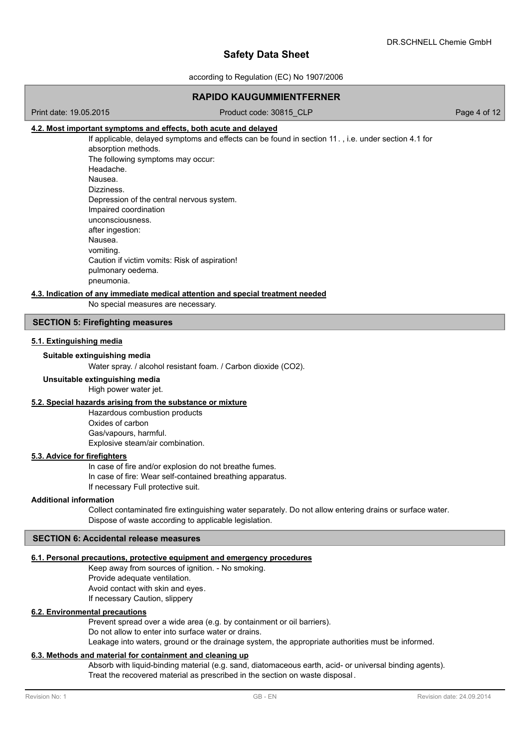#### 4.2. Most important symptoms and effects, both acute and delayed

If applicable, delayed symptoms and effects can be found in section 11. , i.e. under section 4.1 for absorption methods.
The following symptoms may occur:
Headache.
Nausea.
Dizziness.
Depression of the central nervous system.
Impaired coordination
unconsciousness.
after ingestion:
Nausea.
vomiting.
Caution if victim vomits: Risk of aspiration!
pulmonary oedema.
pneumonia.

#### 4.3. Indication of any immediate medical attention and special treatment needed

No special measures are necessary.

## SECTION 5: Firefighting measures

#### 5.1. Extinguishing media

**Suitable extinguishing media**

Water spray. / alcohol resistant foam. / Carbon dioxide ($CO_2$).

**Unsuitable extinguishing media**

High power water jet.

#### 5.2. Special hazards arising from the substance or mixture

Hazardous combustion products
Oxides of carbon
Gas/vapours, harmful.
Explosive steam/air combination.

#### 5.3. Advice for firefighters

In case of fire and/or explosion do not breathe fumes.
In case of fire: Wear self-contained breathing apparatus.
If necessary Full protective suit.

**Additional information**

Collect contaminated fire extinguishing water separately. Do not allow entering drains or surface water.
Dispose of waste according to applicable legislation.

## SECTION 6: Accidental release measures

#### 6.1. Personal precautions, protective equipment and emergency procedures

Keep away from sources of ignition. - No smoking.
Provide adequate ventilation.
Avoid contact with skin and eyes.
If necessary Caution, slippery

#### 6.2. Environmental precautions

Prevent spread over a wide area (e.g. by containment or oil barriers).
Do not allow to enter into surface water or drains.
Leakage into waters, ground or the drainage system, the appropriate authorities must be informed.

#### 6.3. Methods and material for containment and cleaning up

Absorb with liquid-binding material (e.g. sand, diatomaceous earth, acid- or universal binding agents).
Treat the recovered material as prescribed in the section on waste disposal.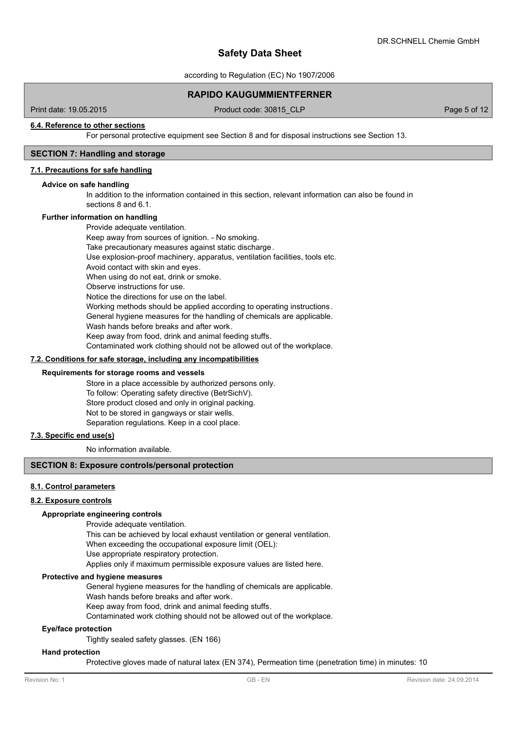### 6.4. Reference to other sections

For personal protective equipment see Section 8 and for disposal instructions see Section 13.

## SECTION 7: Handling and storage

### 7.1. Precautions for safe handling

**Advice on safe handling**

In addition to the information contained in this section, relevant information can also be found in sections 8 and 6.1.

**Further information on handling**

Provide adequate ventilation.
Keep away from sources of ignition. - No smoking.
Take precautionary measures against static discharge.
Use explosion-proof machinery, apparatus, ventilation facilities, tools etc.
Avoid contact with skin and eyes.
When using do not eat, drink or smoke.
Observe instructions for use.
Notice the directions for use on the label.
Working methods should be applied according to operating instructions.
General hygiene measures for the handling of chemicals are applicable.
Wash hands before breaks and after work.
Keep away from food, drink and animal feeding stuffs.
Contaminated work clothing should not be allowed out of the workplace.

### 7.2. Conditions for safe storage, including any incompatibilities

**Requirements for storage rooms and vessels**

Store in a place accessible by authorized persons only.
To follow: Operating safety directive (BetrSichV).
Store product closed and only in original packing.
Not to be stored in gangways or stair wells.
Separation regulations. Keep in a cool place.

### 7.3. Specific end use(s)

No information available.

## SECTION 8: Exposure controls/personal protection

### 8.1. Control parameters

### 8.2. Exposure controls

**Appropriate engineering controls**

Provide adequate ventilation.
This can be achieved by local exhaust ventilation or general ventilation.
When exceeding the occupational exposure limit (OEL):
Use appropriate respiratory protection.
Applies only if maximum permissible exposure values are listed here.

**Protective and hygiene measures**

General hygiene measures for the handling of chemicals are applicable.
Wash hands before breaks and after work.
Keep away from food, drink and animal feeding stuffs.
Contaminated work clothing should not be allowed out of the workplace.

**Eye/face protection**

Tightly sealed safety glasses. (EN 166)

**Hand protection**

Protective gloves made of natural latex (EN 374), Permeation time (penetration time) in minutes: 10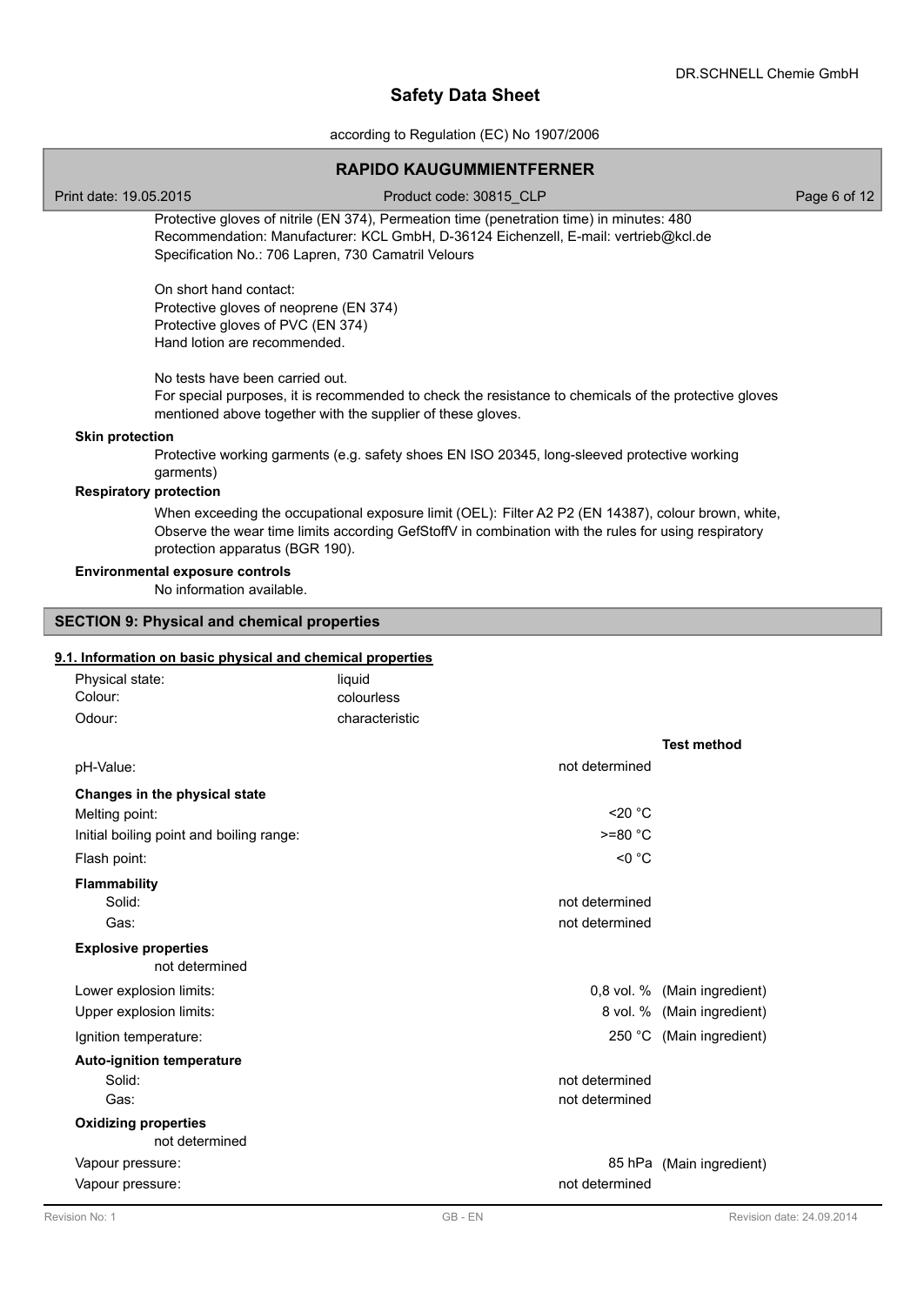Protective gloves of nitrile (EN 374), Permeation time (penetration time) in minutes: 480
Recommendation: Manufacturer: KCL GmbH, D-36124 Eichenzell, E-mail: vertrieb@kcl.de
Specification No.: 706 Lapren, 730 Camatril Velours

On short hand contact:
Protective gloves of neoprene (EN 374)
Protective gloves of PVC (EN 374)
Hand lotion are recommended.

No tests have been carried out.
For special purposes, it is recommended to check the resistance to chemicals of the protective gloves mentioned above together with the supplier of these gloves.

**Skin protection**

Protective working garments (e.g. safety shoes EN ISO 20345, long-sleeved protective working garments)

**Respiratory protection**

When exceeding the occupational exposure limit (OEL): Filter A2 P2 (EN 14387), colour brown, white, Observe the wear time limits according GefStoffV in combination with the rules for using respiratory protection apparatus (BGR 190).

**Environmental exposure controls**

No information available.

## SECTION 9: Physical and chemical properties

### 9.1. Information on basic physical and chemical properties

| | |
|---|---|
| Physical state: | liquid |
| Colour: | colourless |
| Odour: | characteristic |

| | | Test method |
|---|---|---|
| pH-Value: | not determined | |
| **Changes in the physical state** | | |
| Melting point: | <20 °C | |
| Initial boiling point and boiling range: | >=80 °C | |
| Flash point: | <0 °C | |
| **Flammability** | | |
| Solid: | not determined | |
| Gas: | not determined | |
| **Explosive properties** | | |
| not determined | | |
| Lower explosion limits: | 0,8 vol. % | (Main ingredient) |
| Upper explosion limits: | 8 vol. % | (Main ingredient) |
| Ignition temperature: | 250 °C | (Main ingredient) |
| **Auto-ignition temperature** | | |
| Solid: | not determined | |
| Gas: | not determined | |
| **Oxidizing properties** | | |
| not determined | | |
| Vapour pressure: | 85 hPa | (Main ingredient) |
| Vapour pressure: | not determined | |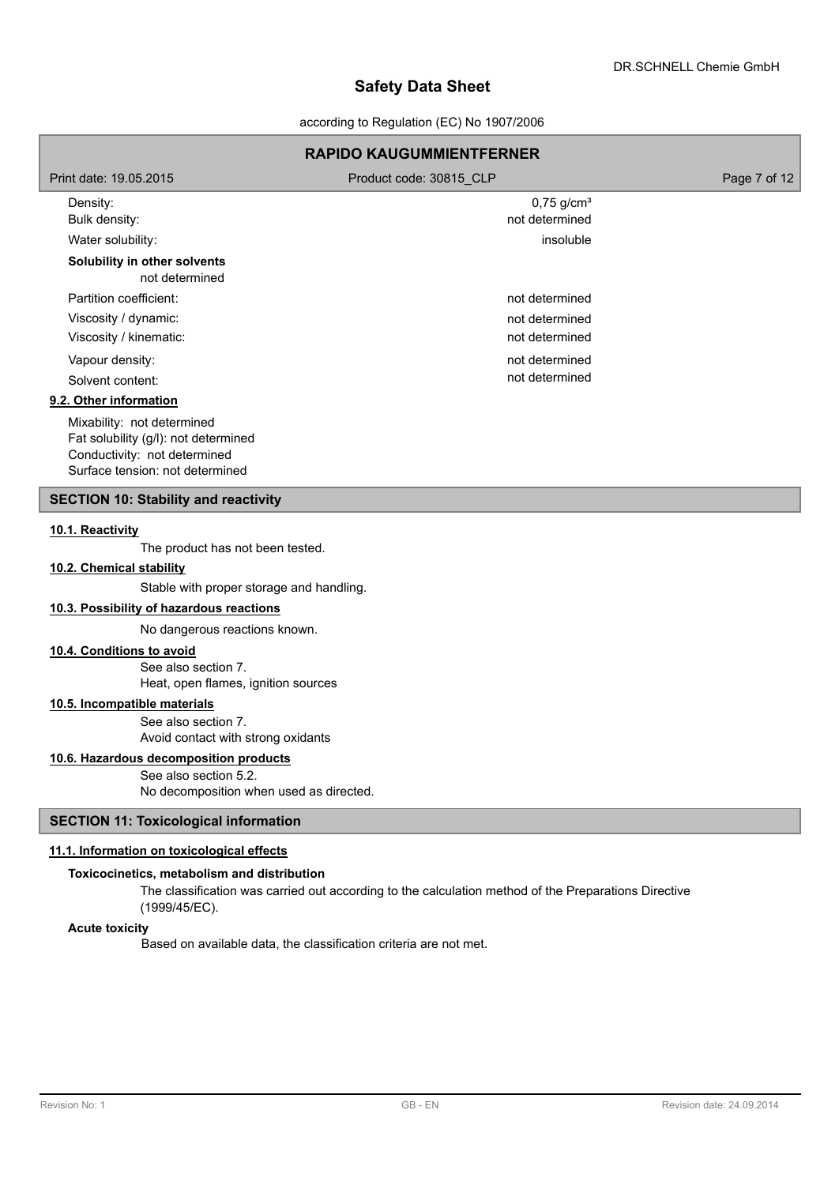| | |
|---|---|
| Density: | 0,75 g/cm³ |
| Bulk density: | not determined |
| Water solubility: | insoluble |

**Solubility in other solvents**

not determined

| | |
|---|---|
| Partition coefficient: | not determined |
| Viscosity / dynamic: | not determined |
| Viscosity / kinematic: | not determined |
| Vapour density: | not determined |
| Solvent content: | not determined |

### 9.2. Other information

Mixability: not determined
Fat solubility (g/l): not determined
Conductivity: not determined
Surface tension: not determined

## SECTION 10: Stability and reactivity

### 10.1. Reactivity

The product has not been tested.

### 10.2. Chemical stability

Stable with proper storage and handling.

### 10.3. Possibility of hazardous reactions

No dangerous reactions known.

### 10.4. Conditions to avoid

See also section 7.
Heat, open flames, ignition sources

### 10.5. Incompatible materials

See also section 7.
Avoid contact with strong oxidants

### 10.6. Hazardous decomposition products

See also section 5.2.
No decomposition when used as directed.

## SECTION 11: Toxicological information

### 11.1. Information on toxicological effects

**Toxicocinetics, metabolism and distribution**

The classification was carried out according to the calculation method of the Preparations Directive (1999/45/EC).

**Acute toxicity**

Based on available data, the classification criteria are not met.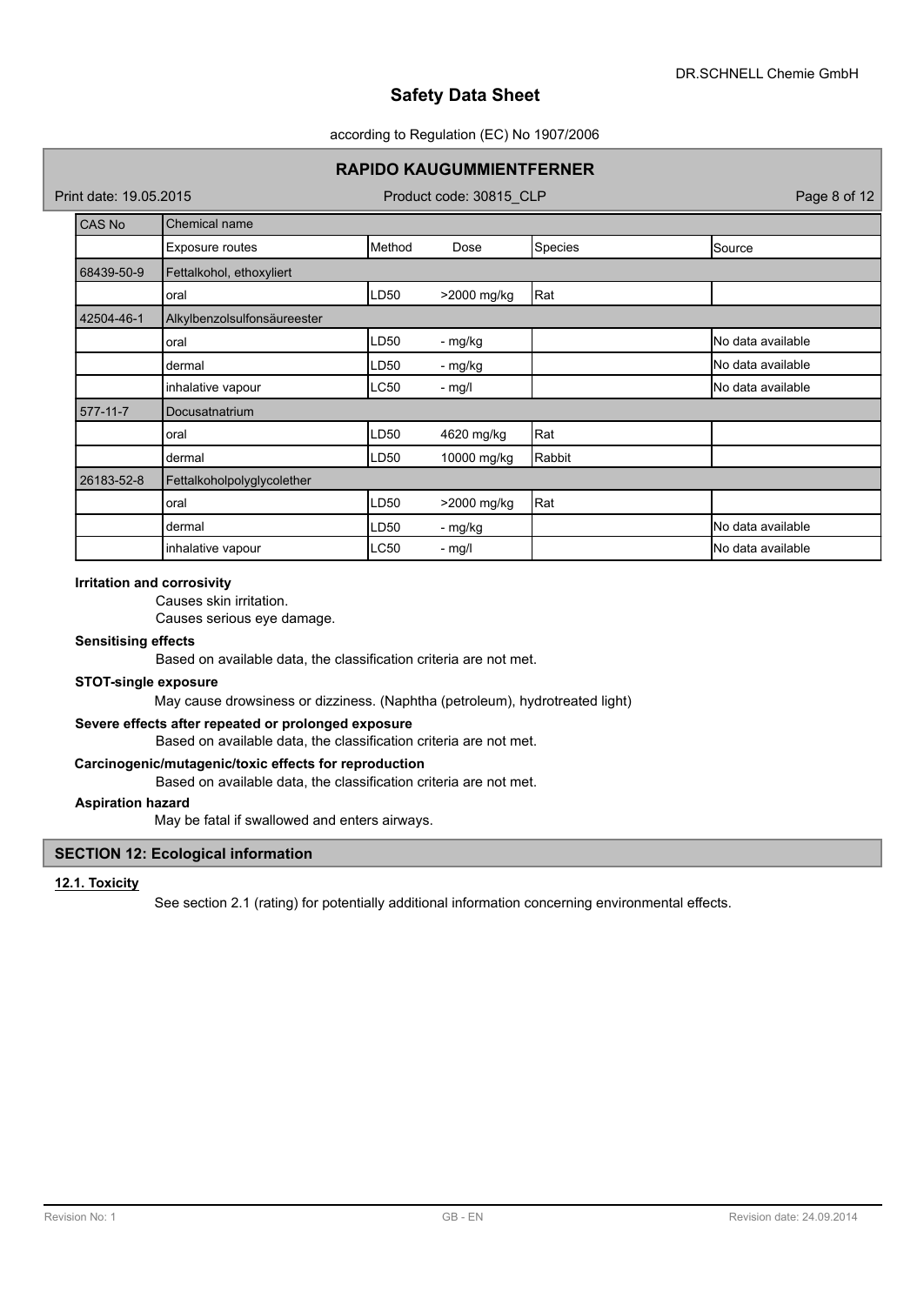| CAS No | Chemical name | | | | |
|---|---|---|---|---|---|
| | Exposure routes | Method | Dose | Species | Source |
| 68439-50-9 | Fettalkohol, ethoxyliert | | | | |
| | oral | LD50 | >2000 mg/kg | Rat | |
| 42504-46-1 | Alkylbenzolsulfonsäureester | | | | |
| | oral | LD50 | - mg/kg | | No data available |
| | dermal | LD50 | - mg/kg | | No data available |
| | inhalative vapour | LC50 | - mg/l | | No data available |
| 577-11-7 | Docusatnatrium | | | | |
| | oral | LD50 | 4620 mg/kg | Rat | |
| | dermal | LD50 | 10000 mg/kg | Rabbit | |
| 26183-52-8 | Fettalkoholpolyglycolether | | | | |
| | oral | LD50 | >2000 mg/kg | Rat | |
| | dermal | LD50 | - mg/kg | | No data available |
| | inhalative vapour | LC50 | - mg/l | | No data available |

**Irritation and corrosivity**

Causes skin irritation.
Causes serious eye damage.

**Sensitising effects**

Based on available data, the classification criteria are not met.

**STOT-single exposure**

May cause drowsiness or dizziness. (Naphtha (petroleum), hydrotreated light)

**Severe effects after repeated or prolonged exposure**

Based on available data, the classification criteria are not met.

**Carcinogenic/mutagenic/toxic effects for reproduction**

Based on available data, the classification criteria are not met.

**Aspiration hazard**

May be fatal if swallowed and enters airways.

## SECTION 12: Ecological information

### 12.1. Toxicity

See section 2.1 (rating) for potentially additional information concerning environmental effects.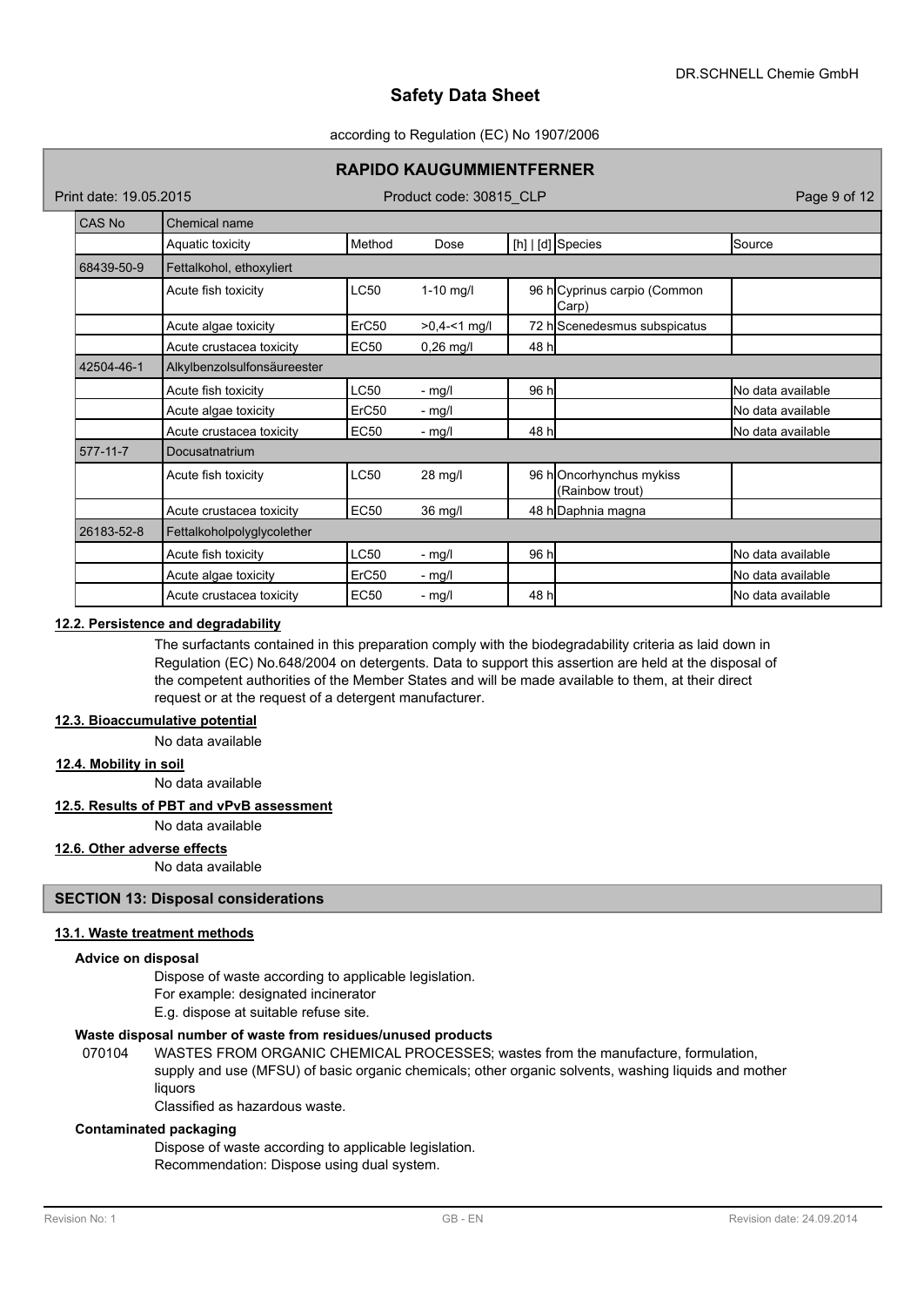| CAS No | Chemical name | | | | | |
|---|---|---|---|---|---|---|
| | Aquatic toxicity | Method | Dose | [h] \| [d] | Species | Source |
| 68439-50-9 | Fettalkohol, ethoxyliert | | | | | |
| | Acute fish toxicity | LC50 | 1-10 mg/l | 96 h | Cyprinus carpio (Common Carp) | |
| | Acute algae toxicity | ErC50 | >0,4-<1 mg/l | 72 h | Scenedesmus subspicatus | |
| | Acute crustacea toxicity | EC50 | 0,26 mg/l | 48 h | | |
| 42504-46-1 | Alkylbenzolsulfonsäureester | | | | | |
| | Acute fish toxicity | LC50 | - mg/l | 96 h | | No data available |
| | Acute algae toxicity | ErC50 | - mg/l | | | No data available |
| | Acute crustacea toxicity | EC50 | - mg/l | 48 h | | No data available |
| 577-11-7 | Docusatnatrium | | | | | |
| | Acute fish toxicity | LC50 | 28 mg/l | 96 h | Oncorhynchus mykiss (Rainbow trout) | |
| | Acute crustacea toxicity | EC50 | 36 mg/l | 48 h | Daphnia magna | |
| 26183-52-8 | Fettalkoholpolyglycolether | | | | | |
| | Acute fish toxicity | LC50 | - mg/l | 96 h | | No data available |
| | Acute algae toxicity | ErC50 | - mg/l | | | No data available |
| | Acute crustacea toxicity | EC50 | - mg/l | 48 h | | No data available |

### 12.2. Persistence and degradability

The surfactants contained in this preparation comply with the biodegradability criteria as laid down in Regulation (EC) No.648/2004 on detergents. Data to support this assertion are held at the disposal of the competent authorities of the Member States and will be made available to them, at their direct request or at the request of a detergent manufacturer.

### 12.3. Bioaccumulative potential

No data available

### 12.4. Mobility in soil

No data available

### 12.5. Results of PBT and vPvB assessment

No data available

### 12.6. Other adverse effects

No data available

## SECTION 13: Disposal considerations

### 13.1. Waste treatment methods

**Advice on disposal**

Dispose of waste according to applicable legislation.
For example: designated incinerator
E.g. dispose at suitable refuse site.

**Waste disposal number of waste from residues/unused products**

070104 WASTES FROM ORGANIC CHEMICAL PROCESSES; wastes from the manufacture, formulation, supply and use (MFSU) of basic organic chemicals; other organic solvents, washing liquids and mother liquors
Classified as hazardous waste.

**Contaminated packaging**

Dispose of waste according to applicable legislation.
Recommendation: Dispose using dual system.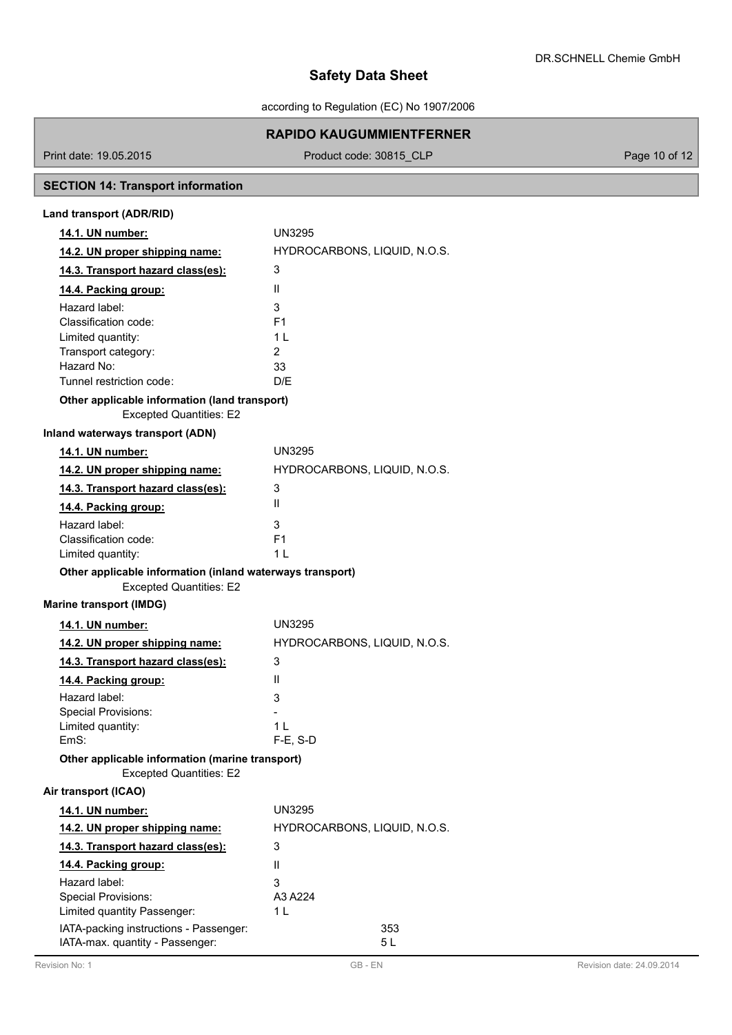## SECTION 14: Transport information

### Land transport (ADR/RID)

| | |
|---|---|
| **14.1. UN number:** | UN3295 |
| **14.2. UN proper shipping name:** | HYDROCARBONS, LIQUID, N.O.S. |
| **14.3. Transport hazard class(es):** | 3 |
| **14.4. Packing group:** | II |
| Hazard label: | 3 |
| Classification code: | F1 |
| Limited quantity: | 1 L |
| Transport category: | 2 |
| Hazard No: | 33 |
| Tunnel restriction code: | D/E |

**Other applicable information (land transport)**

Excepted Quantities: E2

### Inland waterways transport (ADN)

| | |
|---|---|
| **14.1. UN number:** | UN3295 |
| **14.2. UN proper shipping name:** | HYDROCARBONS, LIQUID, N.O.S. |
| **14.3. Transport hazard class(es):** | 3 |
| **14.4. Packing group:** | II |
| Hazard label: | 3 |
| Classification code: | F1 |
| Limited quantity: | 1 L |

**Other applicable information (inland waterways transport)**

Excepted Quantities: E2

### Marine transport (IMDG)

| | |
|---|---|
| **14.1. UN number:** | UN3295 |
| **14.2. UN proper shipping name:** | HYDROCARBONS, LIQUID, N.O.S. |
| **14.3. Transport hazard class(es):** | 3 |
| **14.4. Packing group:** | II |
| Hazard label: | 3 |
| Special Provisions: | - |
| Limited quantity: | 1 L |
| EmS: | F-E, S-D |

**Other applicable information (marine transport)**

Excepted Quantities: E2

### Air transport (ICAO)

| | |
|---|---|
| **14.1. UN number:** | UN3295 |
| **14.2. UN proper shipping name:** | HYDROCARBONS, LIQUID, N.O.S. |
| **14.3. Transport hazard class(es):** | 3 |
| **14.4. Packing group:** | II |
| Hazard label: | 3 |
| Special Provisions: | A3 A224 |
| Limited quantity Passenger: | 1 L |
| IATA-packing instructions - Passenger: | 353 |
| IATA-max. quantity - Passenger: | 5 L |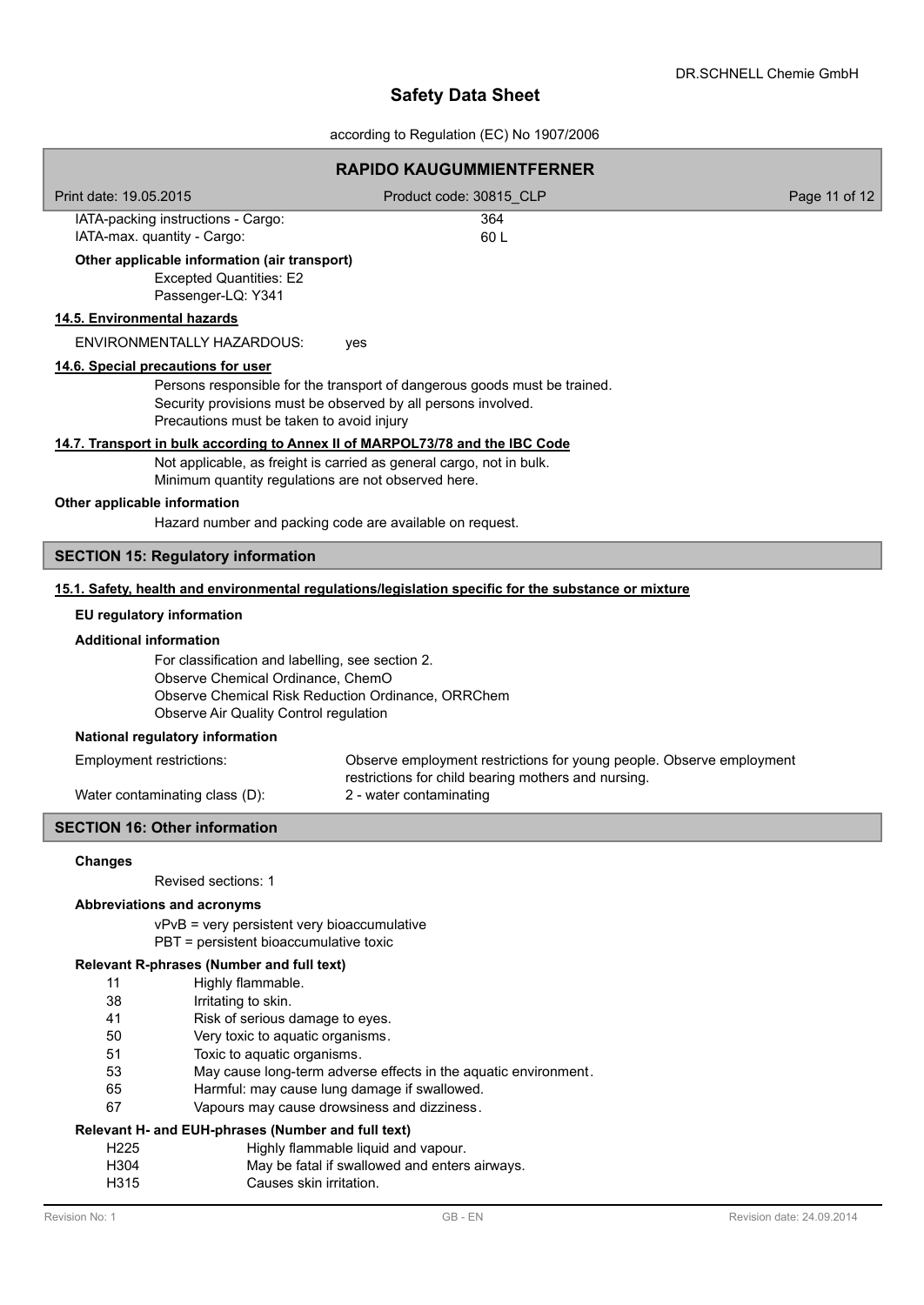| | |
|---|---|
| IATA-packing instructions - Cargo: | 364 |
| IATA-max. quantity - Cargo: | 60 L |

**Other applicable information (air transport)**

Excepted Quantities: E2
Passenger-LQ: Y341

**14.5. Environmental hazards**

ENVIRONMENTALLY HAZARDOUS: yes

**14.6. Special precautions for user**

Persons responsible for the transport of dangerous goods must be trained.
Security provisions must be observed by all persons involved.
Precautions must be taken to avoid injury

**14.7. Transport in bulk according to Annex II of MARPOL73/78 and the IBC Code**

Not applicable, as freight is carried as general cargo, not in bulk.
Minimum quantity regulations are not observed here.

**Other applicable information**

Hazard number and packing code are available on request.

## SECTION 15: Regulatory information

**15.1. Safety, health and environmental regulations/legislation specific for the substance or mixture**

**EU regulatory information**

**Additional information**

For classification and labelling, see section 2.
Observe Chemical Ordinance, ChemO
Observe Chemical Risk Reduction Ordinance, ORRChem
Observe Air Quality Control regulation

**National regulatory information**

| | |
|---|---|
| Employment restrictions: | Observe employment restrictions for young people. Observe employment restrictions for child bearing mothers and nursing. |
| Water contaminating class (D): | 2 - water contaminating |

## SECTION 16: Other information

**Changes**

Revised sections: 1

**Abbreviations and acronyms**

vPvB = very persistent very bioaccumulative
PBT = persistent bioaccumulative toxic

**Relevant R-phrases (Number and full text)**

| | |
|---|---|
| 11 | Highly flammable. |
| 38 | Irritating to skin. |
| 41 | Risk of serious damage to eyes. |
| 50 | Very toxic to aquatic organisms. |
| 51 | Toxic to aquatic organisms. |
| 53 | May cause long-term adverse effects in the aquatic environment. |
| 65 | Harmful: may cause lung damage if swallowed. |
| 67 | Vapours may cause drowsiness and dizziness. |

**Relevant H- and EUH-phrases (Number and full text)**

| | |
|---|---|
| H225 | Highly flammable liquid and vapour. |
| H304 | May be fatal if swallowed and enters airways. |
| H315 | Causes skin irritation. |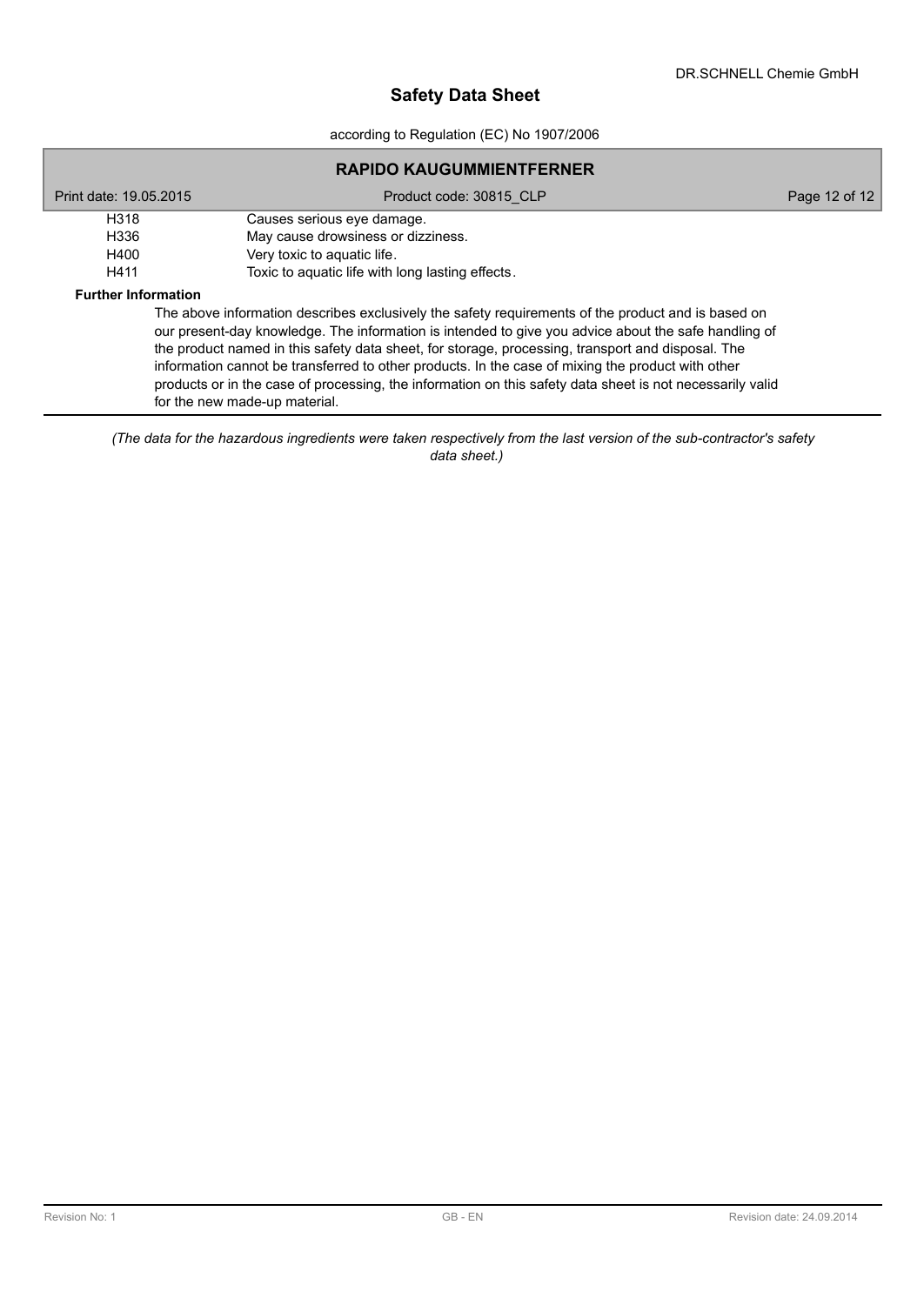| | |
|---|---|
| H318 | Causes serious eye damage. |
| H336 | May cause drowsiness or dizziness. |
| H400 | Very toxic to aquatic life. |
| H411 | Toxic to aquatic life with long lasting effects. |

**Further Information**

The above information describes exclusively the safety requirements of the product and is based on our present-day knowledge. The information is intended to give you advice about the safe handling of the product named in this safety data sheet, for storage, processing, transport and disposal. The information cannot be transferred to other products. In the case of mixing the product with other products or in the case of processing, the information on this safety data sheet is not necessarily valid for the new made-up material.

*(The data for the hazardous ingredients were taken respectively from the last version of the sub-contractor's safety data sheet.)*